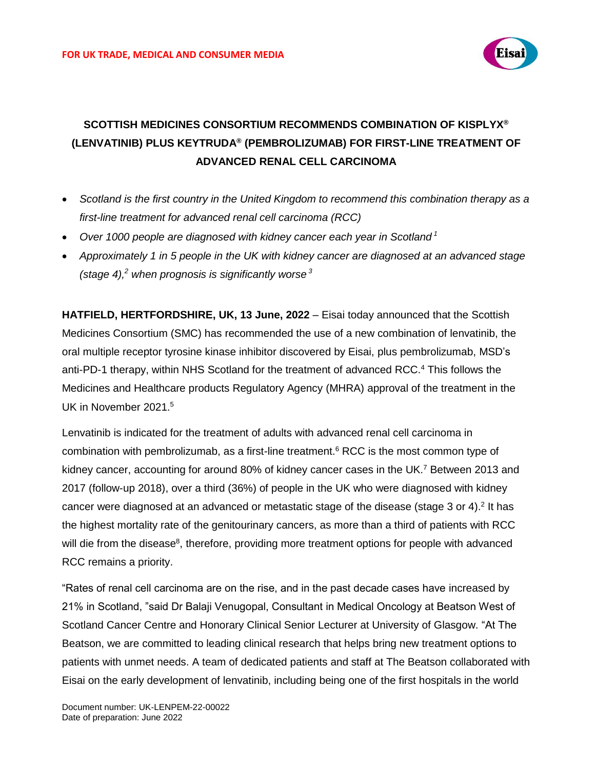**FOR UK TRADE, MEDICAL AND CONSUMER MEDIA**

# SCOTTISH MEDICINES CONSORTIUM RECOMMENDS COMBINATION OF KISPLYX® (LENVATINIB) PLUS KEYTRUDA® (PEMBROLIZUMAB) FOR FIRST-LINE TREATMENT OF ADVANCED RENAL CELL CARCINOMA

- *Scotland is the first country in the United Kingdom to recommend this combination therapy as a first-line treatment for advanced renal cell carcinoma (RCC)*
- *Over 1000 people are diagnosed with kidney cancer each year in Scotland*[1]
- *Approximately 1 in 5 people in the UK with kidney cancer are diagnosed at an advanced stage (stage 4),*[2] *when prognosis is significantly worse*[3]

**HATFIELD, HERTFORDSHIRE, UK, 13 June, 2022** – Eisai today announced that the Scottish Medicines Consortium (SMC) has recommended the use of a new combination of lenvatinib, the oral multiple receptor tyrosine kinase inhibitor discovered by Eisai, plus pembrolizumab, MSD's anti-PD-1 therapy, within NHS Scotland for the treatment of advanced RCC.[4] This follows the Medicines and Healthcare products Regulatory Agency (MHRA) approval of the treatment in the UK in November 2021.[5]

Lenvatinib is indicated for the treatment of adults with advanced renal cell carcinoma in combination with pembrolizumab, as a first-line treatment.[6] RCC is the most common type of kidney cancer, accounting for around 80% of kidney cancer cases in the UK.[7] Between 2013 and 2017 (follow-up 2018), over a third (36%) of people in the UK who were diagnosed with kidney cancer were diagnosed at an advanced or metastatic stage of the disease (stage 3 or 4).[2] It has the highest mortality rate of the genitourinary cancers, as more than a third of patients with RCC will die from the disease[8], therefore, providing more treatment options for people with advanced RCC remains a priority.

"Rates of renal cell carcinoma are on the rise, and in the past decade cases have increased by 21% in Scotland, "said Dr Balaji Venugopal, Consultant in Medical Oncology at Beatson West of Scotland Cancer Centre and Honorary Clinical Senior Lecturer at University of Glasgow. "At The Beatson, we are committed to leading clinical research that helps bring new treatment options to patients with unmet needs. A team of dedicated patients and staff at The Beatson collaborated with Eisai on the early development of lenvatinib, including being one of the first hospitals in the world

Document number: UK-LENPEM-22-00022
Date of preparation: June 2022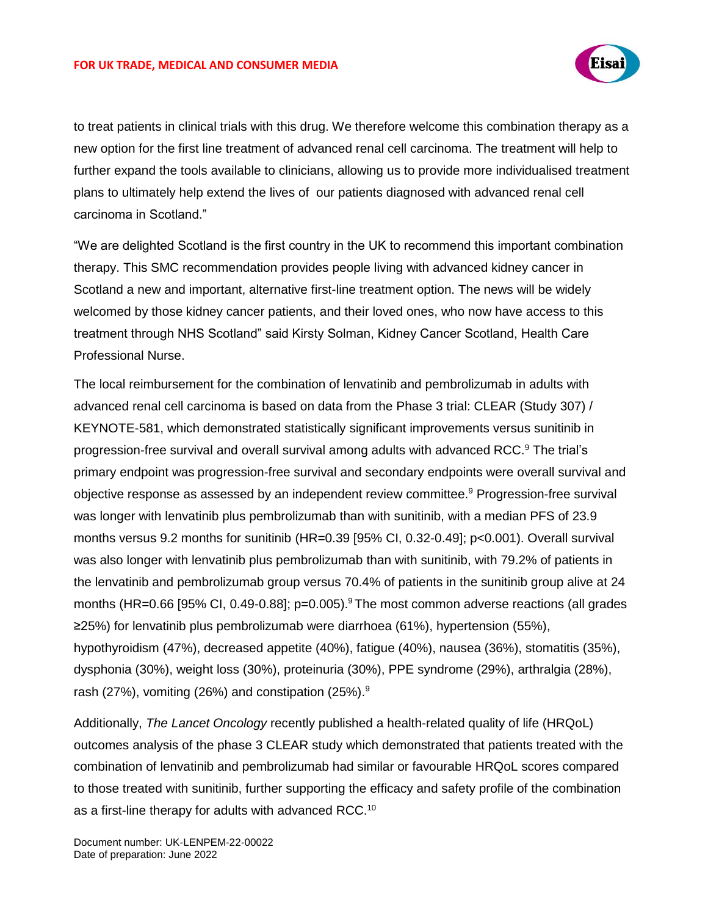to treat patients in clinical trials with this drug. We therefore welcome this combination therapy as a new option for the first line treatment of advanced renal cell carcinoma. The treatment will help to further expand the tools available to clinicians, allowing us to provide more individualised treatment plans to ultimately help extend the lives of our patients diagnosed with advanced renal cell carcinoma in Scotland."

"We are delighted Scotland is the first country in the UK to recommend this important combination therapy. This SMC recommendation provides people living with advanced kidney cancer in Scotland a new and important, alternative first-line treatment option. The news will be widely welcomed by those kidney cancer patients, and their loved ones, who now have access to this treatment through NHS Scotland" said Kirsty Solman, Kidney Cancer Scotland, Health Care Professional Nurse.

The local reimbursement for the combination of lenvatinib and pembrolizumab in adults with advanced renal cell carcinoma is based on data from the Phase 3 trial: CLEAR (Study 307) / KEYNOTE-581, which demonstrated statistically significant improvements versus sunitinib in progression-free survival and overall survival among adults with advanced RCC.[9] The trial's primary endpoint was progression-free survival and secondary endpoints were overall survival and objective response as assessed by an independent review committee.[9] Progression-free survival was longer with lenvatinib plus pembrolizumab than with sunitinib, with a median PFS of 23.9 months versus 9.2 months for sunitinib (HR=0.39 [95% CI, 0.32-0.49]; $p<0.001$). Overall survival was also longer with lenvatinib plus pembrolizumab than with sunitinib, with 79.2% of patients in the lenvatinib and pembrolizumab group versus 70.4% of patients in the sunitinib group alive at 24 months (HR=0.66 [95% CI, 0.49-0.88]; $p=0.005$).[9] The most common adverse reactions (all grades ≥25%) for lenvatinib plus pembrolizumab were diarrhoea (61%), hypertension (55%), hypothyroidism (47%), decreased appetite (40%), fatigue (40%), nausea (36%), stomatitis (35%), dysphonia (30%), weight loss (30%), proteinuria (30%), PPE syndrome (29%), arthralgia (28%), rash (27%), vomiting (26%) and constipation (25%).[9]

Additionally, *The Lancet Oncology* recently published a health-related quality of life (HRQoL) outcomes analysis of the phase 3 CLEAR study which demonstrated that patients treated with the combination of lenvatinib and pembrolizumab had similar or favourable HRQoL scores compared to those treated with sunitinib, further supporting the efficacy and safety profile of the combination as a first-line therapy for adults with advanced RCC.[10]

Document number: UK-LENPEM-22-00022
Date of preparation: June 2022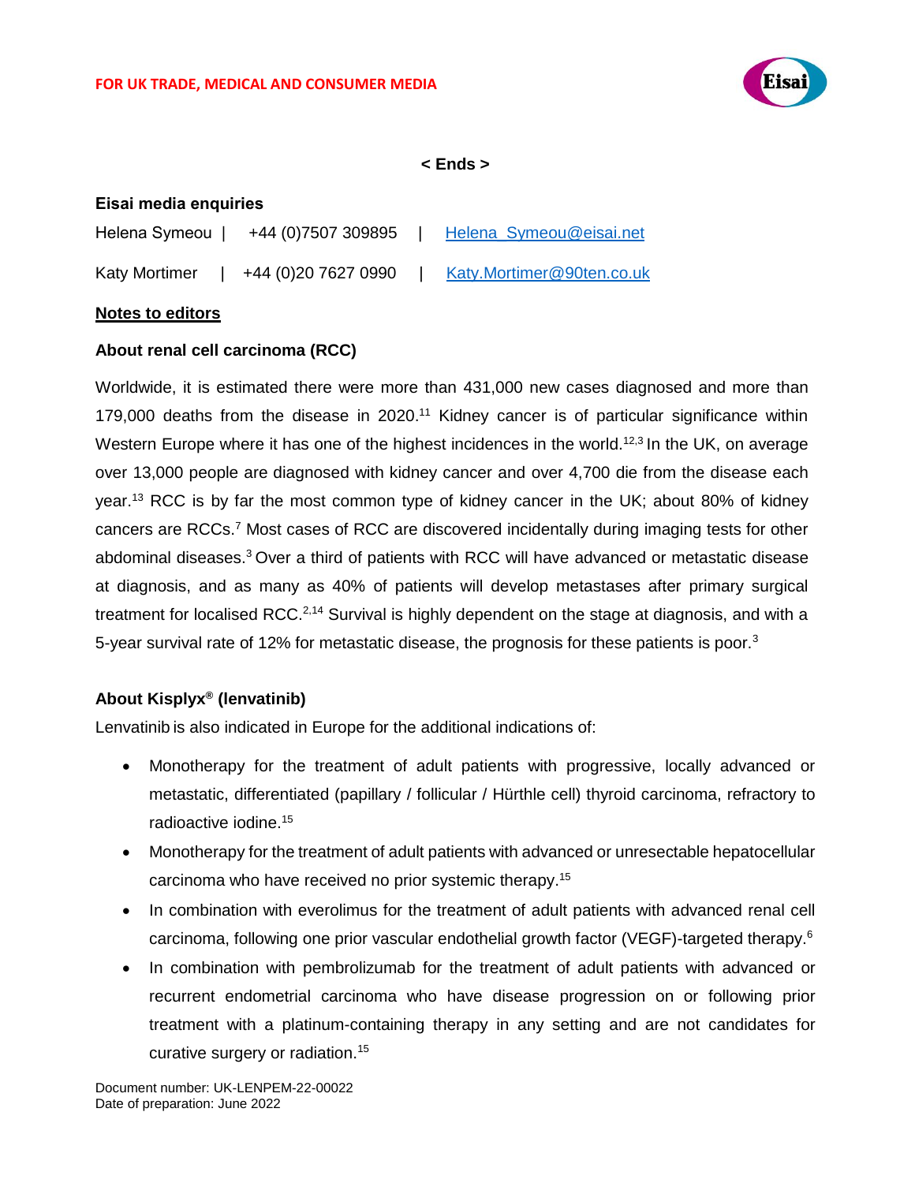< Ends >

**Eisai media enquiries**

Helena Symeou | +44 (0)7507 309895 | Helena_Symeou@eisai.net

Katy Mortimer | +44 (0)20 7627 0990 | Katy.Mortimer@90ten.co.uk

**Notes to editors**

**About renal cell carcinoma (RCC)**

Worldwide, it is estimated there were more than 431,000 new cases diagnosed and more than 179,000 deaths from the disease in 2020.[11] Kidney cancer is of particular significance within Western Europe where it has one of the highest incidences in the world.[12,3] In the UK, on average over 13,000 people are diagnosed with kidney cancer and over 4,700 die from the disease each year.[13] RCC is by far the most common type of kidney cancer in the UK; about 80% of kidney cancers are RCCs.[7] Most cases of RCC are discovered incidentally during imaging tests for other abdominal diseases.[3] Over a third of patients with RCC will have advanced or metastatic disease at diagnosis, and as many as 40% of patients will develop metastases after primary surgical treatment for localised RCC.[2,14] Survival is highly dependent on the stage at diagnosis, and with a 5-year survival rate of 12% for metastatic disease, the prognosis for these patients is poor.[3]

**About Kisplyx® (lenvatinib)**

Lenvatinib is also indicated in Europe for the additional indications of:

- Monotherapy for the treatment of adult patients with progressive, locally advanced or metastatic, differentiated (papillary / follicular / Hürthle cell) thyroid carcinoma, refractory to radioactive iodine.[15]
- Monotherapy for the treatment of adult patients with advanced or unresectable hepatocellular carcinoma who have received no prior systemic therapy.[15]
- In combination with everolimus for the treatment of adult patients with advanced renal cell carcinoma, following one prior vascular endothelial growth factor (VEGF)-targeted therapy.[6]
- In combination with pembrolizumab for the treatment of adult patients with advanced or recurrent endometrial carcinoma who have disease progression on or following prior treatment with a platinum-containing therapy in any setting and are not candidates for curative surgery or radiation.[15]

Document number: UK-LENPEM-22-00022
Date of preparation: June 2022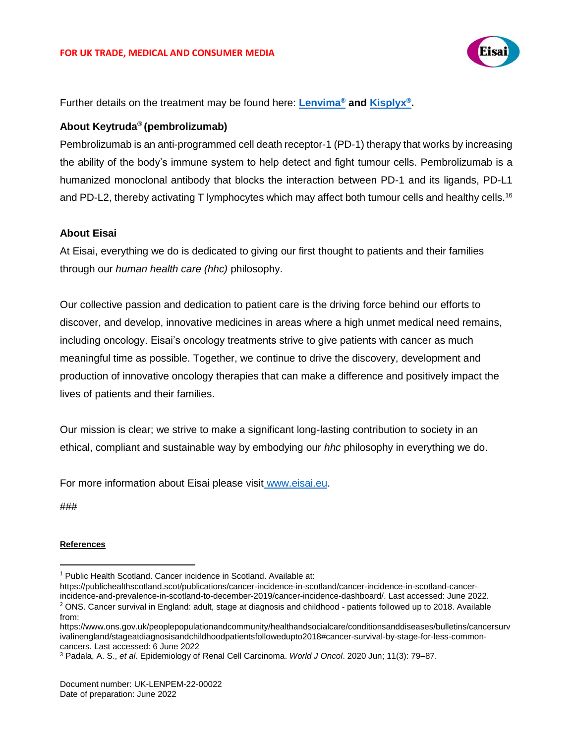Further details on the treatment may be found here: **Lenvima® and Kisplyx®.**

**About Keytruda® (pembrolizumab)**

Pembrolizumab is an anti-programmed cell death receptor-1 (PD-1) therapy that works by increasing the ability of the body's immune system to help detect and fight tumour cells. Pembrolizumab is a humanized monoclonal antibody that blocks the interaction between PD-1 and its ligands, PD-L1 and PD-L2, thereby activating T lymphocytes which may affect both tumour cells and healthy cells.[16]

**About Eisai**

At Eisai, everything we do is dedicated to giving our first thought to patients and their families through our *human health care (hhc)* philosophy.

Our collective passion and dedication to patient care is the driving force behind our efforts to discover, and develop, innovative medicines in areas where a high unmet medical need remains, including oncology. Eisai's oncology treatments strive to give patients with cancer as much meaningful time as possible. Together, we continue to drive the discovery, development and production of innovative oncology therapies that can make a difference and positively impact the lives of patients and their families.

Our mission is clear; we strive to make a significant long-lasting contribution to society in an ethical, compliant and sustainable way by embodying our *hhc* philosophy in everything we do.

For more information about Eisai please visit www.eisai.eu.

###

**References**

[1] Public Health Scotland. Cancer incidence in Scotland. Available at: https://publichealthscotland.scot/publications/cancer-incidence-in-scotland/cancer-incidence-in-scotland-cancer-incidence-and-prevalence-in-scotland-to-december-2019/cancer-incidence-dashboard/. Last accessed: June 2022.

[2] ONS. Cancer survival in England: adult, stage at diagnosis and childhood - patients followed up to 2018. Available from: https://www.ons.gov.uk/peoplepopulationandcommunity/healthandsocialcare/conditionsanddiseases/bulletins/cancersurvivalinengland/stageatdiagnosisandchildhoodpatientsfollowedupto2018#cancer-survival-by-stage-for-less-common-cancers. Last accessed: 6 June 2022

[3] Padala, A. S., *et al*. Epidemiology of Renal Cell Carcinoma. *World J Oncol*. 2020 Jun; 11(3): 79–87.

Document number: UK-LENPEM-22-00022
Date of preparation: June 2022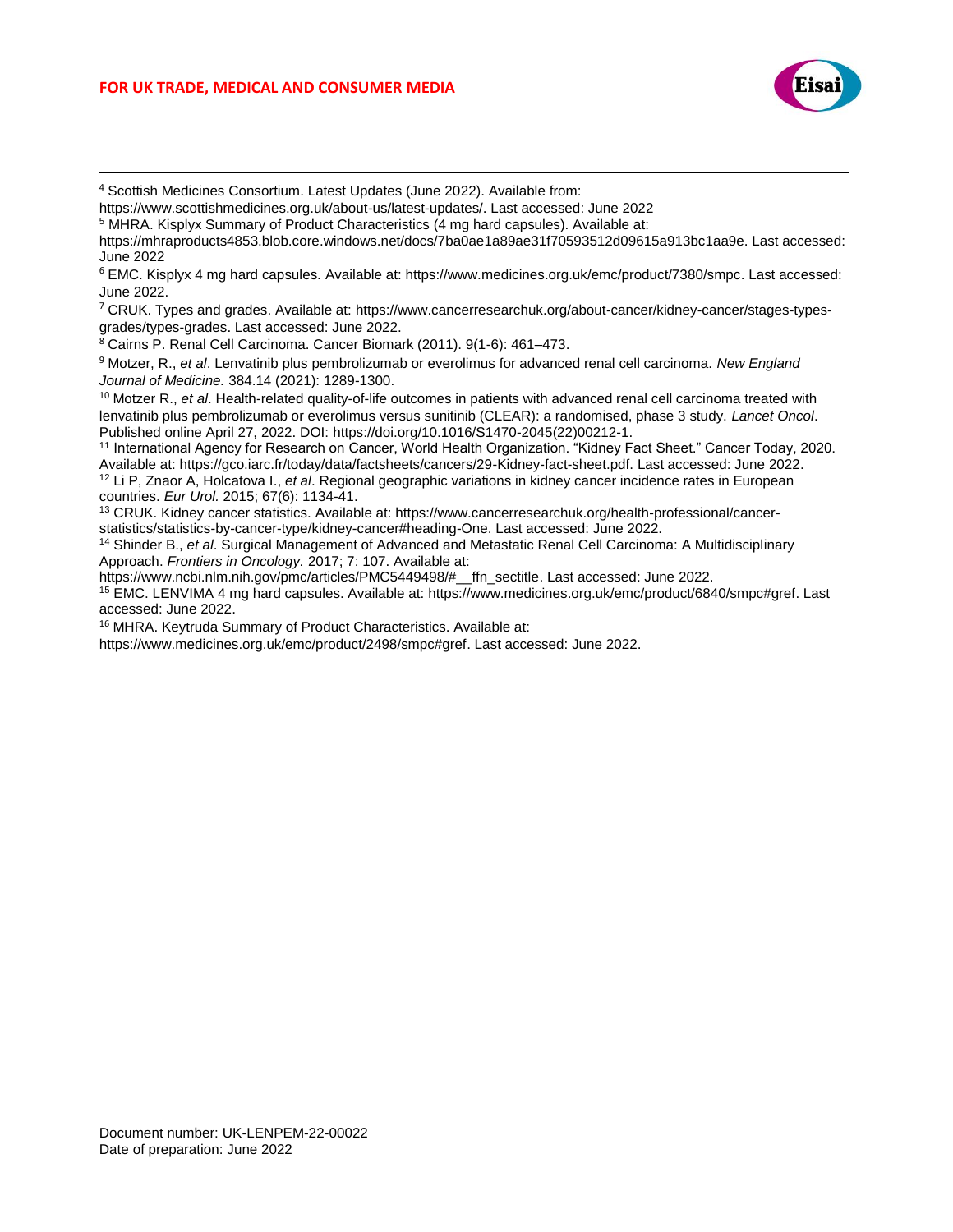[4] Scottish Medicines Consortium. Latest Updates (June 2022). Available from: https://www.scottishmedicines.org.uk/about-us/latest-updates/. Last accessed: June 2022

[5] MHRA. Kisplyx Summary of Product Characteristics (4 mg hard capsules). Available at: https://mhraproducts4853.blob.core.windows.net/docs/7ba0ae1a89ae31f70593512d09615a913bc1aa9e. Last accessed: June 2022

[6] EMC. Kisplyx 4 mg hard capsules. Available at: https://www.medicines.org.uk/emc/product/7380/smpc. Last accessed: June 2022.

[7] CRUK. Types and grades. Available at: https://www.cancerresearchuk.org/about-cancer/kidney-cancer/stages-types-grades/types-grades. Last accessed: June 2022.

[8] Cairns P. Renal Cell Carcinoma. Cancer Biomark (2011). 9(1-6): 461–473.

[9] Motzer, R., *et al*. Lenvatinib plus pembrolizumab or everolimus for advanced renal cell carcinoma. *New England Journal of Medicine.* 384.14 (2021): 1289-1300.

[10] Motzer R., *et al*. Health-related quality-of-life outcomes in patients with advanced renal cell carcinoma treated with lenvatinib plus pembrolizumab or everolimus versus sunitinib (CLEAR): a randomised, phase 3 study. *Lancet Oncol*. Published online April 27, 2022. DOI: https://doi.org/10.1016/S1470-2045(22)00212-1.

[11] International Agency for Research on Cancer, World Health Organization. "Kidney Fact Sheet." Cancer Today, 2020. Available at: https://gco.iarc.fr/today/data/factsheets/cancers/29-Kidney-fact-sheet.pdf. Last accessed: June 2022.

[12] Li P, Znaor A, Holcatova I., *et al*. Regional geographic variations in kidney cancer incidence rates in European countries. *Eur Urol.* 2015; 67(6): 1134-41.

[13] CRUK. Kidney cancer statistics. Available at: https://www.cancerresearchuk.org/health-professional/cancer-statistics/statistics-by-cancer-type/kidney-cancer#heading-One. Last accessed: June 2022.

[14] Shinder B., *et al*. Surgical Management of Advanced and Metastatic Renal Cell Carcinoma: A Multidisciplinary Approach. *Frontiers in Oncology.* 2017; 7: 107. Available at: https://www.ncbi.nlm.nih.gov/pmc/articles/PMC5449498/#__ffn_sectitle. Last accessed: June 2022.

[15] EMC. LENVIMA 4 mg hard capsules. Available at: https://www.medicines.org.uk/emc/product/6840/smpc#gref. Last accessed: June 2022.

[16] MHRA. Keytruda Summary of Product Characteristics. Available at: https://www.medicines.org.uk/emc/product/2498/smpc#gref. Last accessed: June 2022.

Document number: UK-LENPEM-22-00022
Date of preparation: June 2022